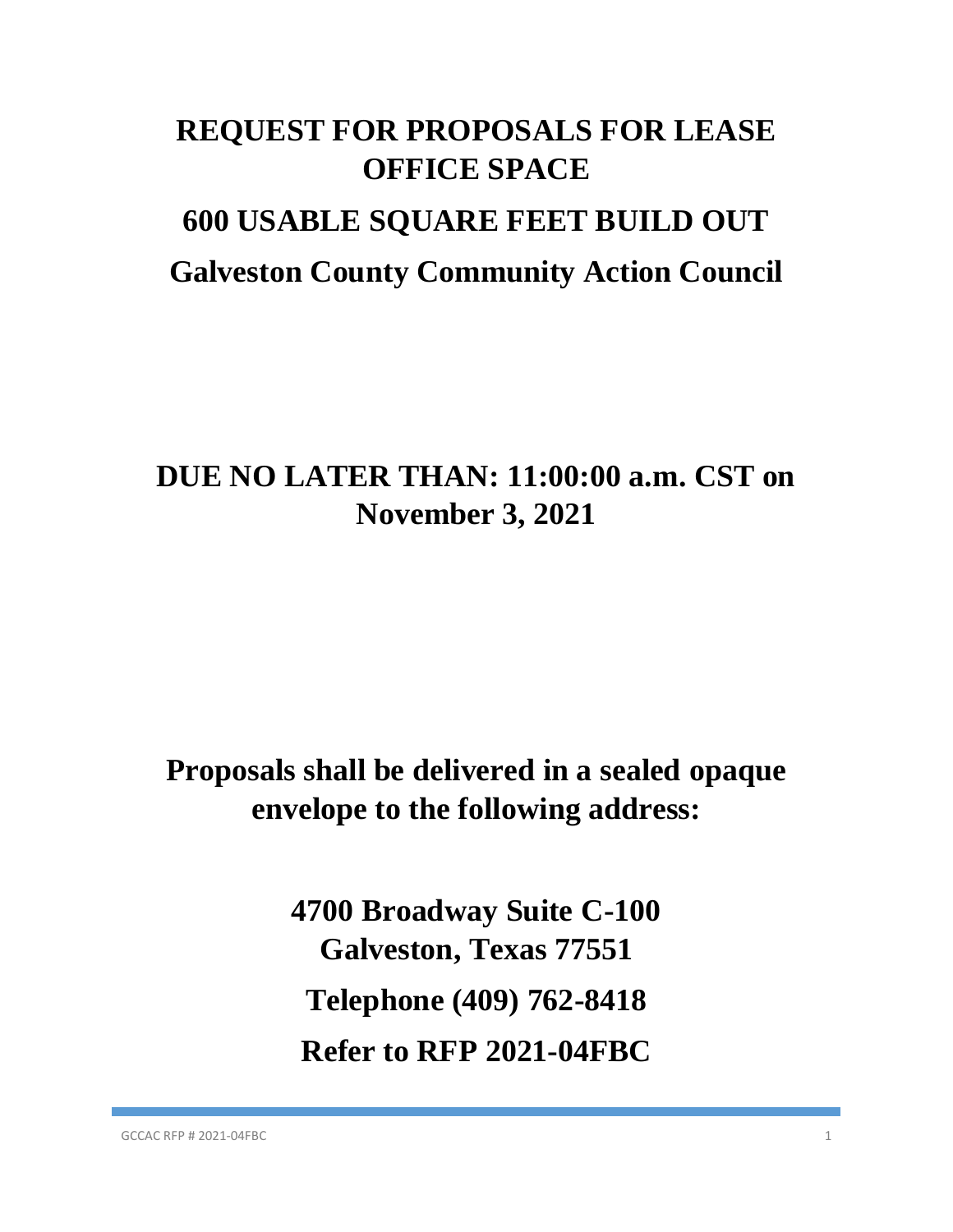# REQUEST FOR PROPOSALS FOR LEASE OFFICE SPACE

# 600 USABLE SQUARE FEET BUILD OUT

# Galveston County Community Action Council

## DUE NO LATER THAN: 11:00:00 a.m. CST on November 3, 2021

## Proposals shall be delivered in a sealed opaque envelope to the following address:

**4700 Broadway Suite C-100**
**Galveston, Texas 77551**

**Telephone (409) 762-8418**

**Refer to RFP 2021-04FBC**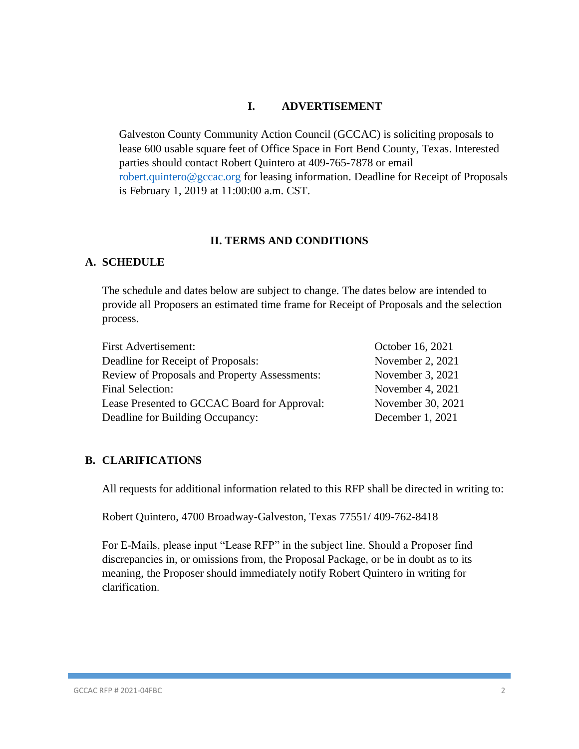## I. ADVERTISEMENT

Galveston County Community Action Council (GCCAC) is soliciting proposals to lease 600 usable square feet of Office Space in Fort Bend County, Texas. Interested parties should contact Robert Quintero at 409-765-7878 or email robert.quintero@gccac.org for leasing information. Deadline for Receipt of Proposals is February 1, 2019 at 11:00:00 a.m. CST.

## II. TERMS AND CONDITIONS

### A. SCHEDULE

The schedule and dates below are subject to change. The dates below are intended to provide all Proposers an estimated time frame for Receipt of Proposals and the selection process.

| | |
|---|---|
| First Advertisement: | October 16, 2021 |
| Deadline for Receipt of Proposals: | November 2, 2021 |
| Review of Proposals and Property Assessments: | November 3, 2021 |
| Final Selection: | November 4, 2021 |
| Lease Presented to GCCAC Board for Approval: | November 30, 2021 |
| Deadline for Building Occupancy: | December 1, 2021 |

### B. CLARIFICATIONS

All requests for additional information related to this RFP shall be directed in writing to:

Robert Quintero, 4700 Broadway-Galveston, Texas 77551/ 409-762-8418

For E-Mails, please input "Lease RFP" in the subject line. Should a Proposer find discrepancies in, or omissions from, the Proposal Package, or be in doubt as to its meaning, the Proposer should immediately notify Robert Quintero in writing for clarification.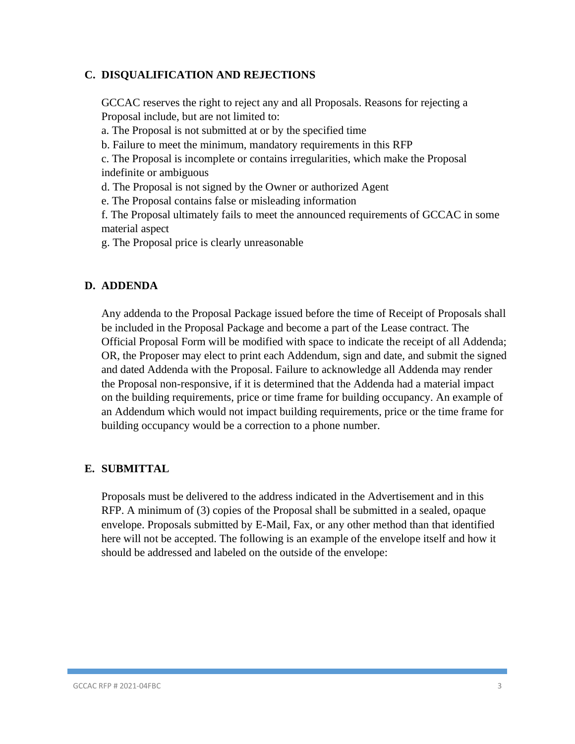## C. DISQUALIFICATION AND REJECTIONS

GCCAC reserves the right to reject any and all Proposals. Reasons for rejecting a Proposal include, but are not limited to:

a. The Proposal is not submitted at or by the specified time

b. Failure to meet the minimum, mandatory requirements in this RFP

c. The Proposal is incomplete or contains irregularities, which make the Proposal indefinite or ambiguous

d. The Proposal is not signed by the Owner or authorized Agent

e. The Proposal contains false or misleading information

f. The Proposal ultimately fails to meet the announced requirements of GCCAC in some material aspect

g. The Proposal price is clearly unreasonable

## D. ADDENDA

Any addenda to the Proposal Package issued before the time of Receipt of Proposals shall be included in the Proposal Package and become a part of the Lease contract. The Official Proposal Form will be modified with space to indicate the receipt of all Addenda; OR, the Proposer may elect to print each Addendum, sign and date, and submit the signed and dated Addenda with the Proposal. Failure to acknowledge all Addenda may render the Proposal non-responsive, if it is determined that the Addenda had a material impact on the building requirements, price or time frame for building occupancy. An example of an Addendum which would not impact building requirements, price or the time frame for building occupancy would be a correction to a phone number.

## E. SUBMITTAL

Proposals must be delivered to the address indicated in the Advertisement and in this RFP. A minimum of (3) copies of the Proposal shall be submitted in a sealed, opaque envelope. Proposals submitted by E-Mail, Fax, or any other method than that identified here will not be accepted. The following is an example of the envelope itself and how it should be addressed and labeled on the outside of the envelope: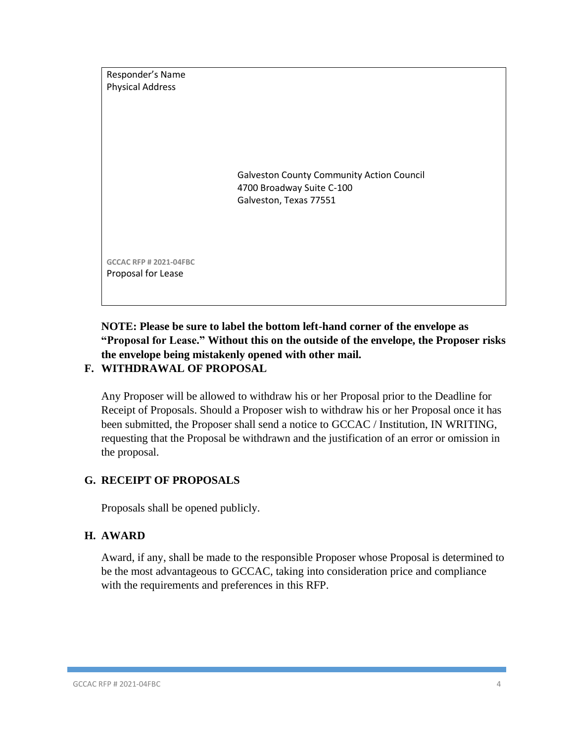Responder's Name
Physical Address

Galveston County Community Action Council
4700 Broadway Suite C-100
Galveston, Texas 77551

GCCAC RFP # 2021-04FBC
Proposal for Lease

**NOTE: Please be sure to label the bottom left-hand corner of the envelope as "Proposal for Lease." Without this on the outside of the envelope, the Proposer risks the envelope being mistakenly opened with other mail.**

## F. WITHDRAWAL OF PROPOSAL

Any Proposer will be allowed to withdraw his or her Proposal prior to the Deadline for Receipt of Proposals. Should a Proposer wish to withdraw his or her Proposal once it has been submitted, the Proposer shall send a notice to GCCAC / Institution, IN WRITING, requesting that the Proposal be withdrawn and the justification of an error or omission in the proposal.

## G. RECEIPT OF PROPOSALS

Proposals shall be opened publicly.

## H. AWARD

Award, if any, shall be made to the responsible Proposer whose Proposal is determined to be the most advantageous to GCCAC, taking into consideration price and compliance with the requirements and preferences in this RFP.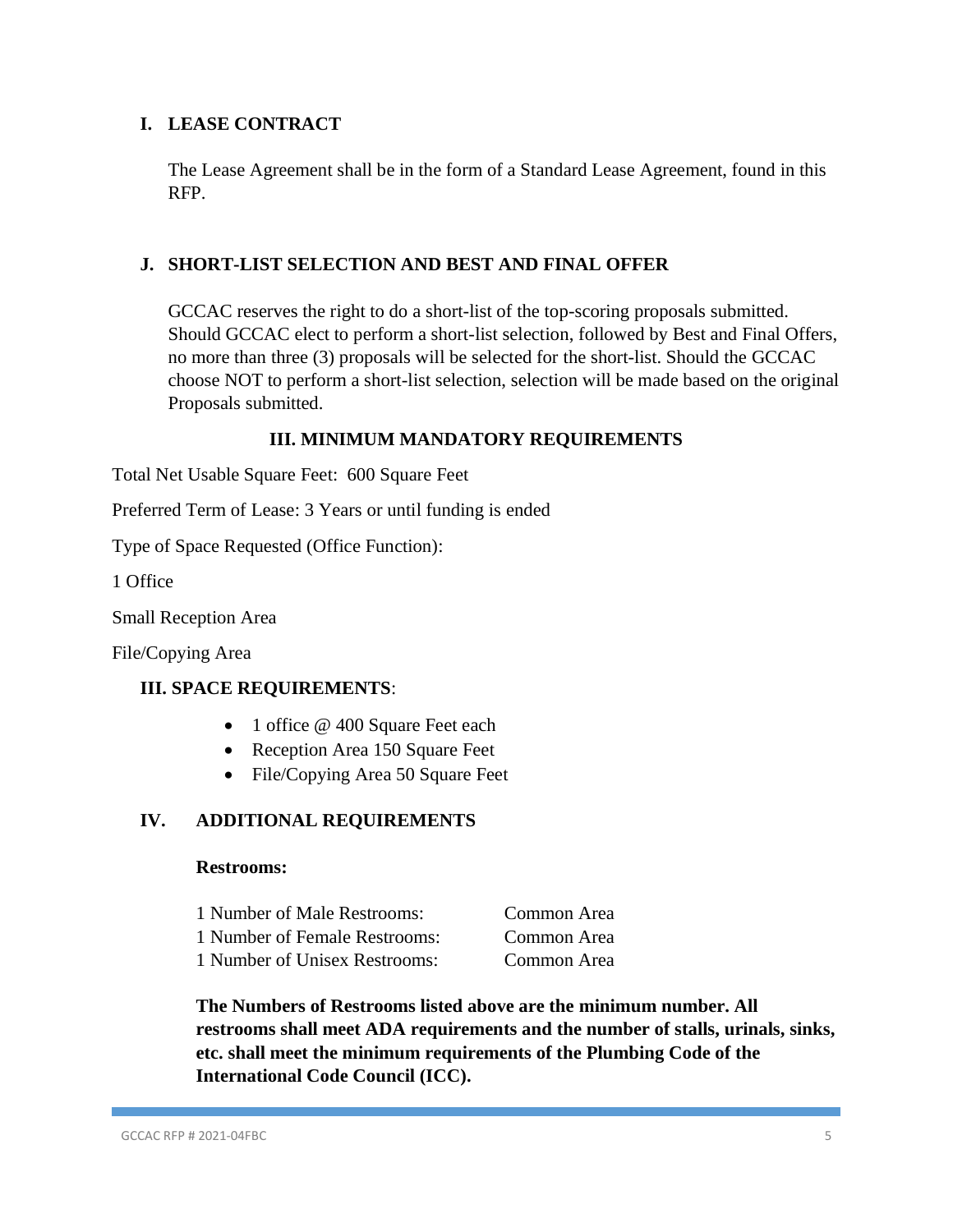## I. LEASE CONTRACT

The Lease Agreement shall be in the form of a Standard Lease Agreement, found in this RFP.

## J. SHORT-LIST SELECTION AND BEST AND FINAL OFFER

GCCAC reserves the right to do a short-list of the top-scoring proposals submitted. Should GCCAC elect to perform a short-list selection, followed by Best and Final Offers, no more than three (3) proposals will be selected for the short-list. Should the GCCAC choose NOT to perform a short-list selection, selection will be made based on the original Proposals submitted.

## III. MINIMUM MANDATORY REQUIREMENTS

Total Net Usable Square Feet: 600 Square Feet

Preferred Term of Lease: 3 Years or until funding is ended

Type of Space Requested (Office Function):

1 Office

Small Reception Area

File/Copying Area

## III. SPACE REQUIREMENTS:

- 1 office @ 400 Square Feet each
- Reception Area 150 Square Feet
- File/Copying Area 50 Square Feet

## IV. ADDITIONAL REQUIREMENTS

**Restrooms:**

| | |
|---|---|
| 1 Number of Male Restrooms: | Common Area |
| 1 Number of Female Restrooms: | Common Area |
| 1 Number of Unisex Restrooms: | Common Area |

**The Numbers of Restrooms listed above are the minimum number. All restrooms shall meet ADA requirements and the number of stalls, urinals, sinks, etc. shall meet the minimum requirements of the Plumbing Code of the International Code Council (ICC).**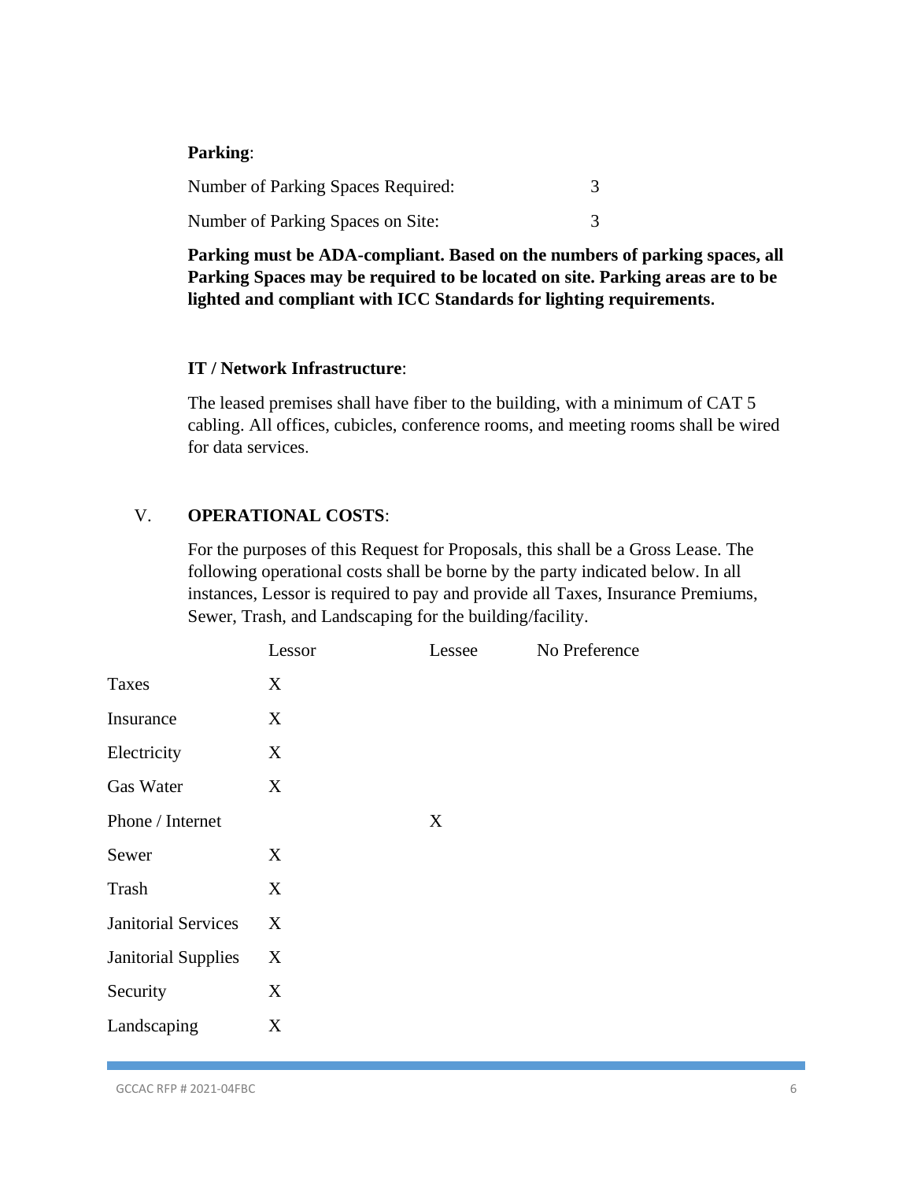**Parking**:

Number of Parking Spaces Required: 3

Number of Parking Spaces on Site: 3

**Parking must be ADA-compliant. Based on the numbers of parking spaces, all Parking Spaces may be required to be located on site. Parking areas are to be lighted and compliant with ICC Standards for lighting requirements.**

**IT / Network Infrastructure**:

The leased premises shall have fiber to the building, with a minimum of CAT 5 cabling. All offices, cubicles, conference rooms, and meeting rooms shall be wired for data services.

## V. **OPERATIONAL COSTS**:

For the purposes of this Request for Proposals, this shall be a Gross Lease. The following operational costs shall be borne by the party indicated below. In all instances, Lessor is required to pay and provide all Taxes, Insurance Premiums, Sewer, Trash, and Landscaping for the building/facility.

| | Lessor | Lessee | No Preference |
|---|---|---|---|
| Taxes | X | | |
| Insurance | X | | |
| Electricity | X | | |
| Gas Water | X | | |
| Phone / Internet | | X | |
| Sewer | X | | |
| Trash | X | | |
| Janitorial Services | X | | |
| Janitorial Supplies | X | | |
| Security | X | | |
| Landscaping | X | | |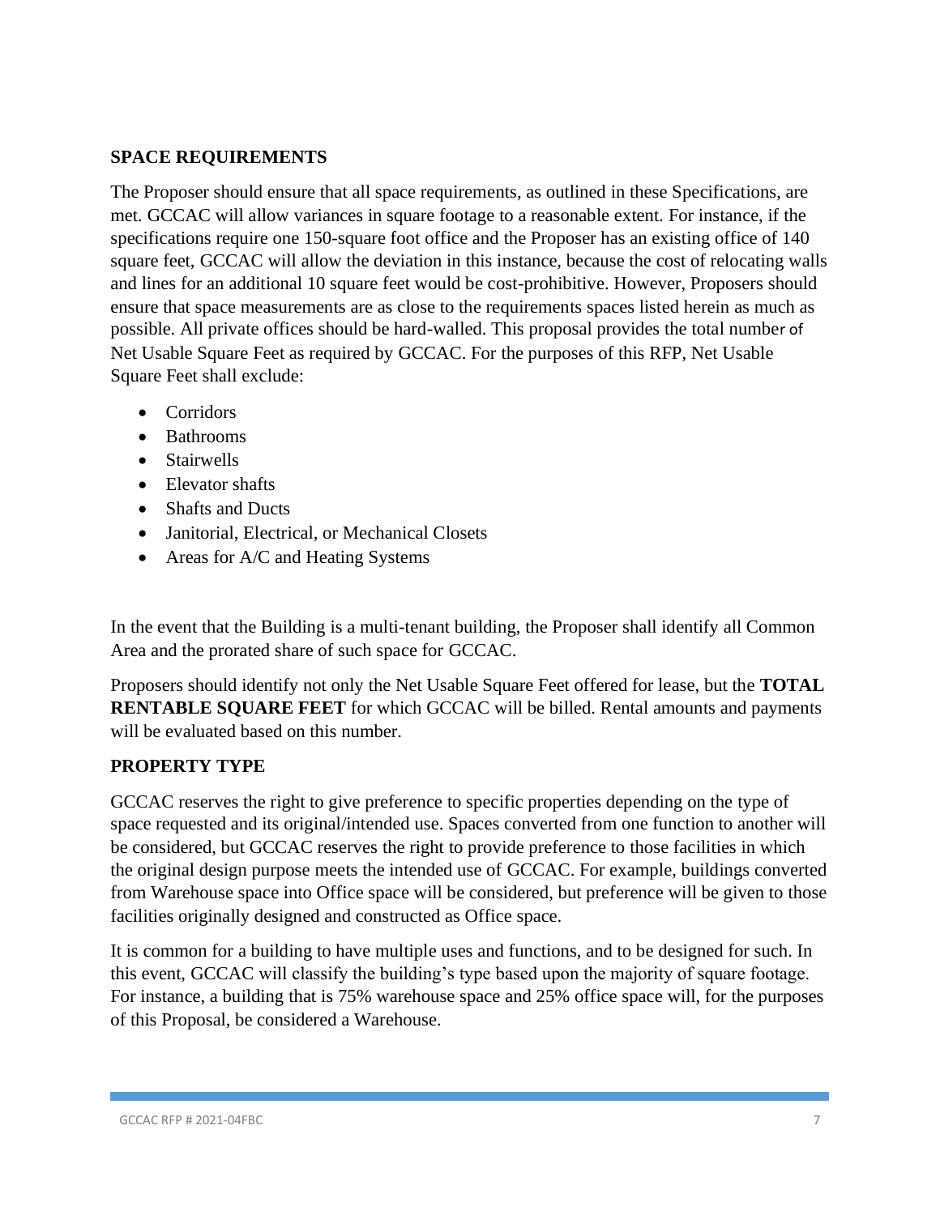## SPACE REQUIREMENTS

The Proposer should ensure that all space requirements, as outlined in these Specifications, are met. GCCAC will allow variances in square footage to a reasonable extent. For instance, if the specifications require one 150-square foot office and the Proposer has an existing office of 140 square feet, GCCAC will allow the deviation in this instance, because the cost of relocating walls and lines for an additional 10 square feet would be cost-prohibitive. However, Proposers should ensure that space measurements are as close to the requirements spaces listed herein as much as possible. All private offices should be hard-walled. This proposal provides the total number of Net Usable Square Feet as required by GCCAC. For the purposes of this RFP, Net Usable Square Feet shall exclude:

- Corridors
- Bathrooms
- Stairwells
- Elevator shafts
- Shafts and Ducts
- Janitorial, Electrical, or Mechanical Closets
- Areas for A/C and Heating Systems

In the event that the Building is a multi-tenant building, the Proposer shall identify all Common Area and the prorated share of such space for GCCAC.

Proposers should identify not only the Net Usable Square Feet offered for lease, but the **TOTAL RENTABLE SQUARE FEET** for which GCCAC will be billed. Rental amounts and payments will be evaluated based on this number.

## PROPERTY TYPE

GCCAC reserves the right to give preference to specific properties depending on the type of space requested and its original/intended use. Spaces converted from one function to another will be considered, but GCCAC reserves the right to provide preference to those facilities in which the original design purpose meets the intended use of GCCAC. For example, buildings converted from Warehouse space into Office space will be considered, but preference will be given to those facilities originally designed and constructed as Office space.

It is common for a building to have multiple uses and functions, and to be designed for such. In this event, GCCAC will classify the building's type based upon the majority of square footage. For instance, a building that is 75% warehouse space and 25% office space will, for the purposes of this Proposal, be considered a Warehouse.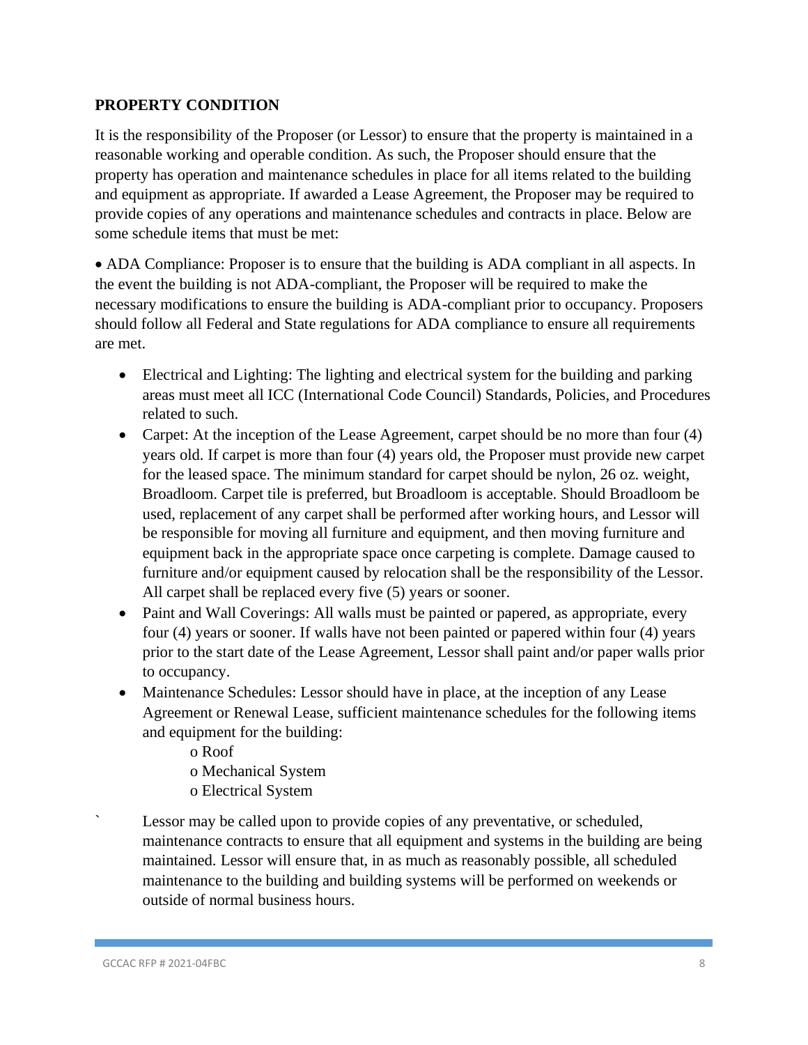## PROPERTY CONDITION

It is the responsibility of the Proposer (or Lessor) to ensure that the property is maintained in a reasonable working and operable condition. As such, the Proposer should ensure that the property has operation and maintenance schedules in place for all items related to the building and equipment as appropriate. If awarded a Lease Agreement, the Proposer may be required to provide copies of any operations and maintenance schedules and contracts in place. Below are some schedule items that must be met:

- ADA Compliance: Proposer is to ensure that the building is ADA compliant in all aspects. In the event the building is not ADA-compliant, the Proposer will be required to make the necessary modifications to ensure the building is ADA-compliant prior to occupancy. Proposers should follow all Federal and State regulations for ADA compliance to ensure all requirements are met.

- Electrical and Lighting: The lighting and electrical system for the building and parking areas must meet all ICC (International Code Council) Standards, Policies, and Procedures related to such.
- Carpet: At the inception of the Lease Agreement, carpet should be no more than four (4) years old. If carpet is more than four (4) years old, the Proposer must provide new carpet for the leased space. The minimum standard for carpet should be nylon, 26 oz. weight, Broadloom. Carpet tile is preferred, but Broadloom is acceptable. Should Broadloom be used, replacement of any carpet shall be performed after working hours, and Lessor will be responsible for moving all furniture and equipment, and then moving furniture and equipment back in the appropriate space once carpeting is complete. Damage caused to furniture and/or equipment caused by relocation shall be the responsibility of the Lessor. All carpet shall be replaced every five (5) years or sooner.
- Paint and Wall Coverings: All walls must be painted or papered, as appropriate, every four (4) years or sooner. If walls have not been painted or papered within four (4) years prior to the start date of the Lease Agreement, Lessor shall paint and/or paper walls prior to occupancy.
- Maintenance Schedules: Lessor should have in place, at the inception of any Lease Agreement or Renewal Lease, sufficient maintenance schedules for the following items and equipment for the building:
  - Roof
  - Mechanical System
  - Electrical System

  Lessor may be called upon to provide copies of any preventative, or scheduled, maintenance contracts to ensure that all equipment and systems in the building are being maintained. Lessor will ensure that, in as much as reasonably possible, all scheduled maintenance to the building and building systems will be performed on weekends or outside of normal business hours.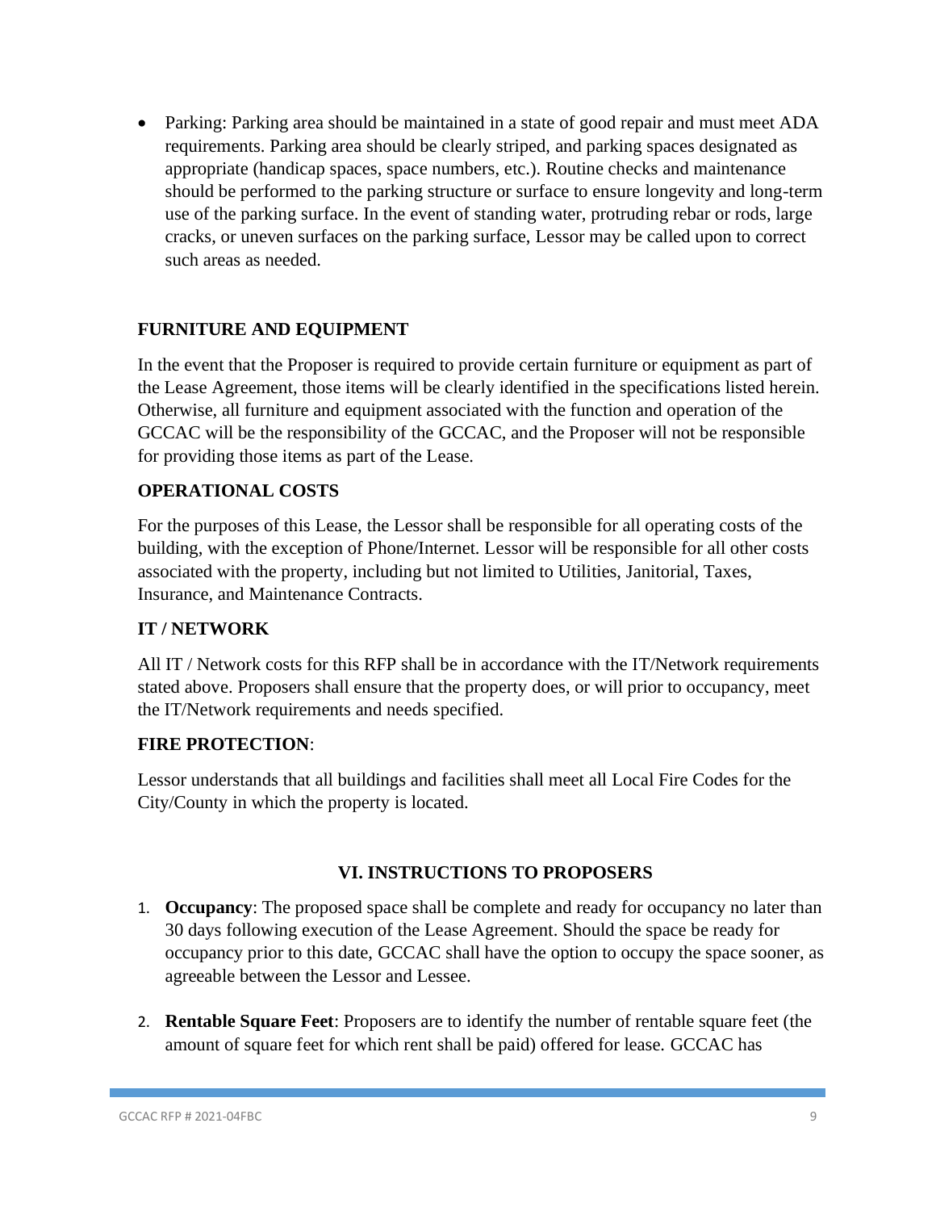- Parking: Parking area should be maintained in a state of good repair and must meet ADA requirements. Parking area should be clearly striped, and parking spaces designated as appropriate (handicap spaces, space numbers, etc.). Routine checks and maintenance should be performed to the parking structure or surface to ensure longevity and long-term use of the parking surface. In the event of standing water, protruding rebar or rods, large cracks, or uneven surfaces on the parking surface, Lessor may be called upon to correct such areas as needed.

### FURNITURE AND EQUIPMENT

In the event that the Proposer is required to provide certain furniture or equipment as part of the Lease Agreement, those items will be clearly identified in the specifications listed herein. Otherwise, all furniture and equipment associated with the function and operation of the GCCAC will be the responsibility of the GCCAC, and the Proposer will not be responsible for providing those items as part of the Lease.

### OPERATIONAL COSTS

For the purposes of this Lease, the Lessor shall be responsible for all operating costs of the building, with the exception of Phone/Internet. Lessor will be responsible for all other costs associated with the property, including but not limited to Utilities, Janitorial, Taxes, Insurance, and Maintenance Contracts.

### IT / NETWORK

All IT / Network costs for this RFP shall be in accordance with the IT/Network requirements stated above. Proposers shall ensure that the property does, or will prior to occupancy, meet the IT/Network requirements and needs specified.

### FIRE PROTECTION:

Lessor understands that all buildings and facilities shall meet all Local Fire Codes for the City/County in which the property is located.

## VI. INSTRUCTIONS TO PROPOSERS

1. **Occupancy**: The proposed space shall be complete and ready for occupancy no later than 30 days following execution of the Lease Agreement. Should the space be ready for occupancy prior to this date, GCCAC shall have the option to occupy the space sooner, as agreeable between the Lessor and Lessee.

2. **Rentable Square Feet**: Proposers are to identify the number of rentable square feet (the amount of square feet for which rent shall be paid) offered for lease. GCCAC has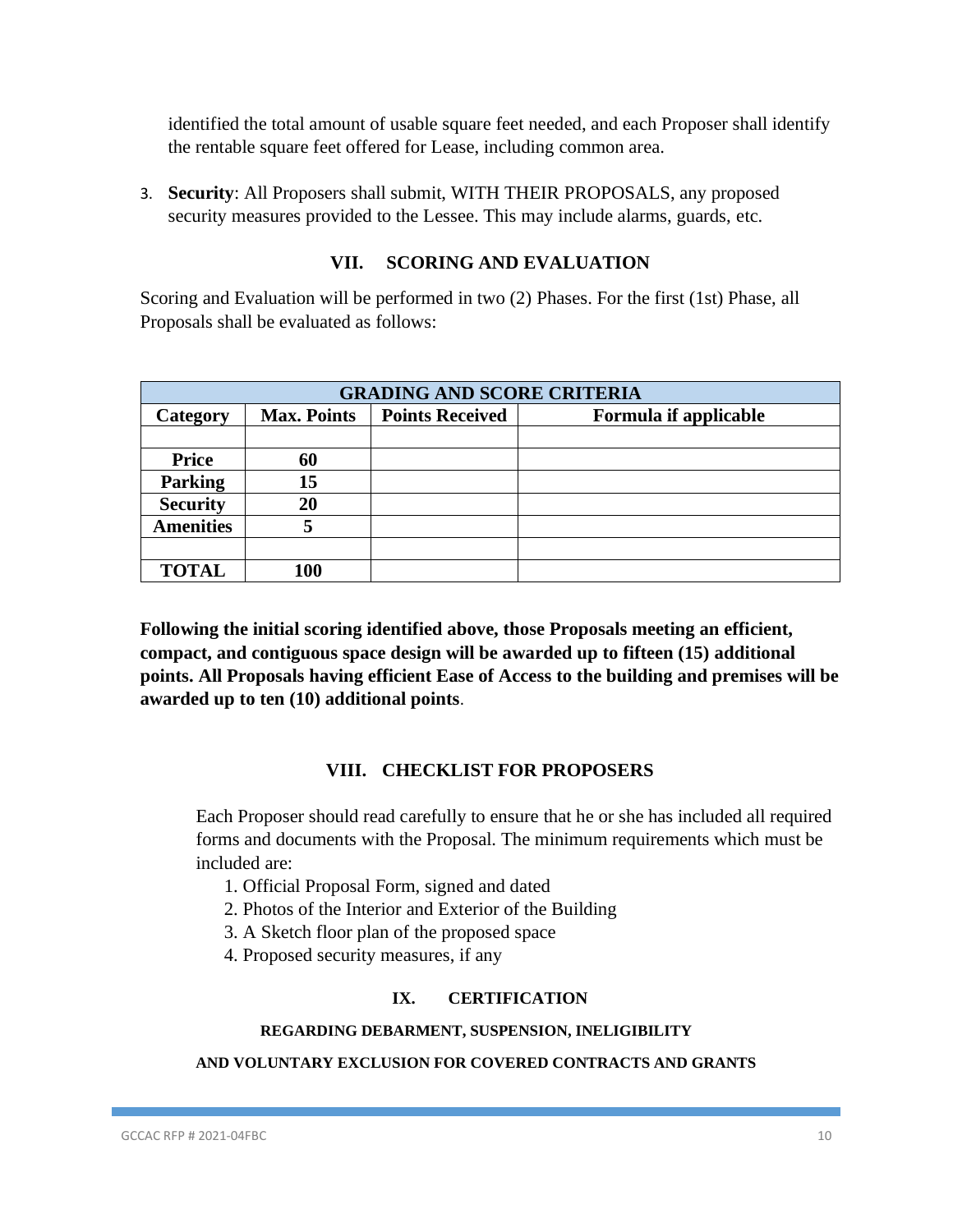identified the total amount of usable square feet needed, and each Proposer shall identify the rentable square feet offered for Lease, including common area.

3. **Security**: All Proposers shall submit, WITH THEIR PROPOSALS, any proposed security measures provided to the Lessee. This may include alarms, guards, etc.

## VII. SCORING AND EVALUATION

Scoring and Evaluation will be performed in two (2) Phases. For the first (1st) Phase, all Proposals shall be evaluated as follows:

| GRADING AND SCORE CRITERIA | | | |
|---|---|---|---|
| **Category** | **Max. Points** | **Points Received** | **Formula if applicable** |
| | | | |
| **Price** | **60** | | |
| **Parking** | **15** | | |
| **Security** | **20** | | |
| **Amenities** | **5** | | |
| | | | |
| **TOTAL** | **100** | | |

**Following the initial scoring identified above, those Proposals meeting an efficient, compact, and contiguous space design will be awarded up to fifteen (15) additional points. All Proposals having efficient Ease of Access to the building and premises will be awarded up to ten (10) additional points**.

## VIII. CHECKLIST FOR PROPOSERS

Each Proposer should read carefully to ensure that he or she has included all required forms and documents with the Proposal. The minimum requirements which must be included are:

1. Official Proposal Form, signed and dated
2. Photos of the Interior and Exterior of the Building
3. A Sketch floor plan of the proposed space
4. Proposed security measures, if any

## IX. CERTIFICATION

### REGARDING DEBARMENT, SUSPENSION, INELIGIBILITY AND VOLUNTARY EXCLUSION FOR COVERED CONTRACTS AND GRANTS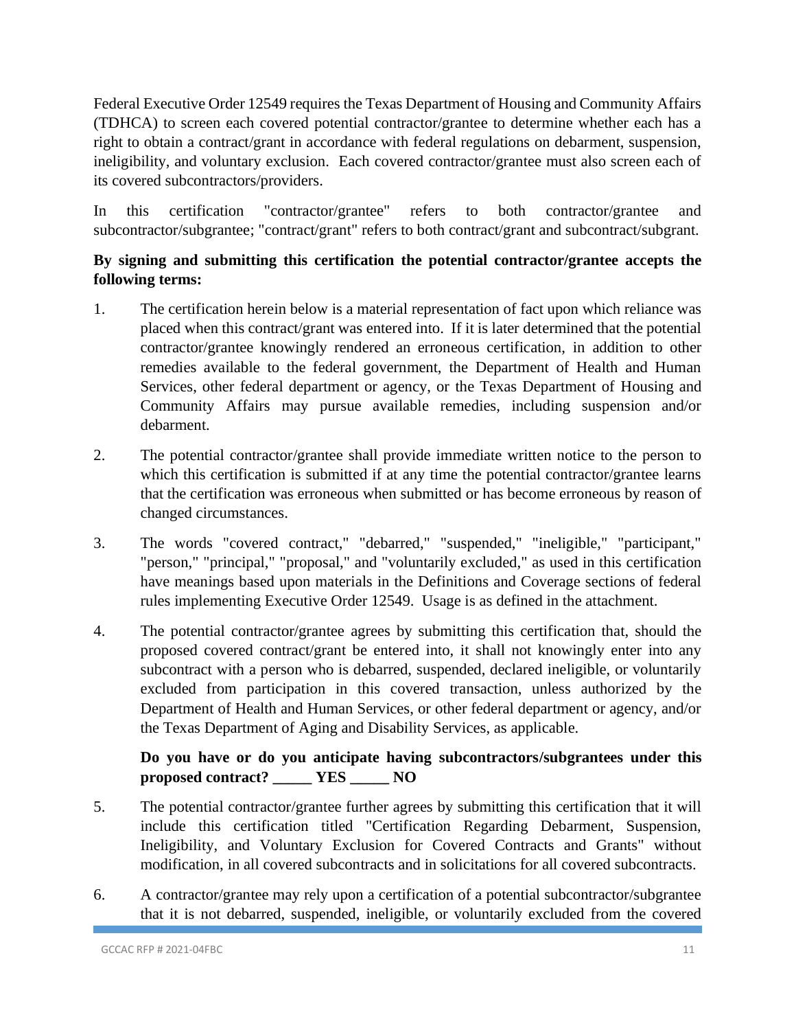Federal Executive Order 12549 requires the Texas Department of Housing and Community Affairs (TDHCA) to screen each covered potential contractor/grantee to determine whether each has a right to obtain a contract/grant in accordance with federal regulations on debarment, suspension, ineligibility, and voluntary exclusion. Each covered contractor/grantee must also screen each of its covered subcontractors/providers.

In this certification "contractor/grantee" refers to both contractor/grantee and subcontractor/subgrantee; "contract/grant" refers to both contract/grant and subcontract/subgrant.

**By signing and submitting this certification the potential contractor/grantee accepts the following terms:**

1. The certification herein below is a material representation of fact upon which reliance was placed when this contract/grant was entered into. If it is later determined that the potential contractor/grantee knowingly rendered an erroneous certification, in addition to other remedies available to the federal government, the Department of Health and Human Services, other federal department or agency, or the Texas Department of Housing and Community Affairs may pursue available remedies, including suspension and/or debarment.

2. The potential contractor/grantee shall provide immediate written notice to the person to which this certification is submitted if at any time the potential contractor/grantee learns that the certification was erroneous when submitted or has become erroneous by reason of changed circumstances.

3. The words "covered contract," "debarred," "suspended," "ineligible," "participant," "person," "principal," "proposal," and "voluntarily excluded," as used in this certification have meanings based upon materials in the Definitions and Coverage sections of federal rules implementing Executive Order 12549. Usage is as defined in the attachment.

4. The potential contractor/grantee agrees by submitting this certification that, should the proposed covered contract/grant be entered into, it shall not knowingly enter into any subcontract with a person who is debarred, suspended, declared ineligible, or voluntarily excluded from participation in this covered transaction, unless authorized by the Department of Health and Human Services, or other federal department or agency, and/or the Texas Department of Aging and Disability Services, as applicable.

   **Do you have or do you anticipate having subcontractors/subgrantees under this proposed contract? _____ YES _____ NO**

5. The potential contractor/grantee further agrees by submitting this certification that it will include this certification titled "Certification Regarding Debarment, Suspension, Ineligibility, and Voluntary Exclusion for Covered Contracts and Grants" without modification, in all covered subcontracts and in solicitations for all covered subcontracts.

6. A contractor/grantee may rely upon a certification of a potential subcontractor/subgrantee that it is not debarred, suspended, ineligible, or voluntarily excluded from the covered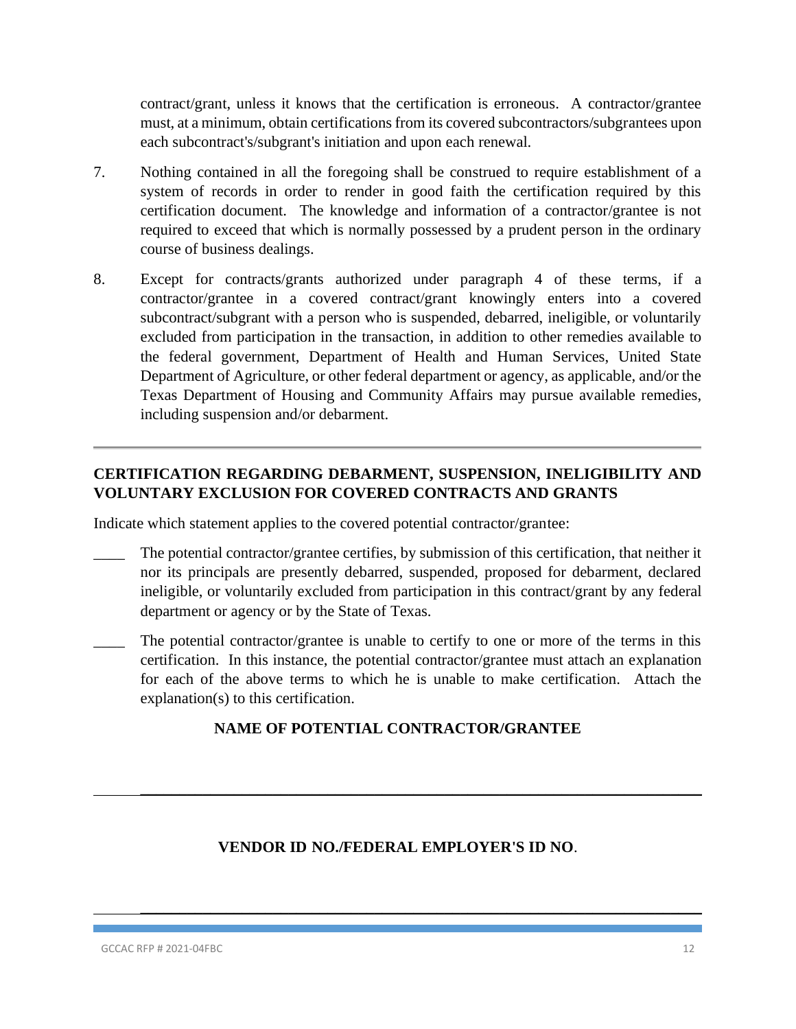contract/grant, unless it knows that the certification is erroneous. A contractor/grantee must, at a minimum, obtain certifications from its covered subcontractors/subgrantees upon each subcontract's/subgrant's initiation and upon each renewal.

7. Nothing contained in all the foregoing shall be construed to require establishment of a system of records in order to render in good faith the certification required by this certification document. The knowledge and information of a contractor/grantee is not required to exceed that which is normally possessed by a prudent person in the ordinary course of business dealings.

8. Except for contracts/grants authorized under paragraph 4 of these terms, if a contractor/grantee in a covered contract/grant knowingly enters into a covered subcontract/subgrant with a person who is suspended, debarred, ineligible, or voluntarily excluded from participation in the transaction, in addition to other remedies available to the federal government, Department of Health and Human Services, United State Department of Agriculture, or other federal department or agency, as applicable, and/or the Texas Department of Housing and Community Affairs may pursue available remedies, including suspension and/or debarment.

---

**CERTIFICATION REGARDING DEBARMENT, SUSPENSION, INELIGIBILITY AND VOLUNTARY EXCLUSION FOR COVERED CONTRACTS AND GRANTS**

Indicate which statement applies to the covered potential contractor/grantee:

____ The potential contractor/grantee certifies, by submission of this certification, that neither it nor its principals are presently debarred, suspended, proposed for debarment, declared ineligible, or voluntarily excluded from participation in this contract/grant by any federal department or agency or by the State of Texas.

____ The potential contractor/grantee is unable to certify to one or more of the terms in this certification. In this instance, the potential contractor/grantee must attach an explanation for each of the above terms to which he is unable to make certification. Attach the explanation(s) to this certification.

**NAME OF POTENTIAL CONTRACTOR/GRANTEE**

______________________________________________________________________

**VENDOR ID NO./FEDERAL EMPLOYER'S ID NO**.

______________________________________________________________________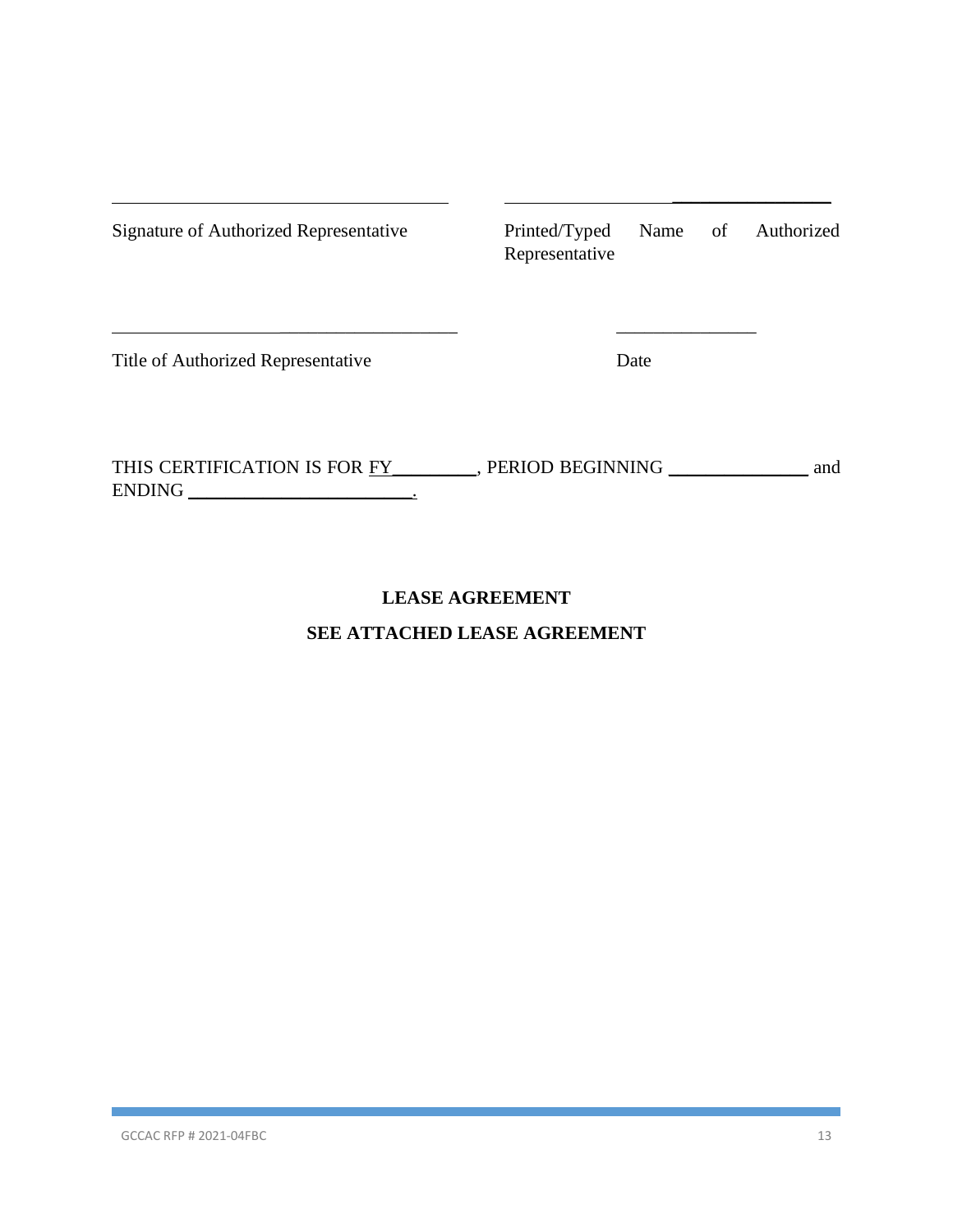\_\_\_\_\_\_\_\_\_\_\_\_\_\_\_\_\_\_\_\_\_\_\_\_\_\_\_\_\_\_\_\_\_\_\_\_\_\_\_\_ \_\_\_\_\_\_\_\_\_\_\_\_\_\_\_\_\_\_\_\_\_\_\_\_\_\_\_\_\_\_\_\_\_\_\_\_\_\_\_\_

Signature of Authorized Representative    Printed/Typed Name of Authorized Representative

\_\_\_\_\_\_\_\_\_\_\_\_\_\_\_\_\_\_\_\_\_\_\_\_\_\_\_\_\_\_\_\_\_\_\_\_\_\_\_\_ \_\_\_\_\_\_\_\_\_\_\_\_\_\_\_\_

Title of Authorized Representative    Date

THIS CERTIFICATION IS FOR FY\_\_\_\_\_\_\_\_\_, PERIOD BEGINNING \_\_\_\_\_\_\_\_\_\_\_\_\_\_\_ and ENDING \_\_\_\_\_\_\_\_\_\_\_\_\_\_\_\_\_\_\_\_\_\_\_\_.

**LEASE AGREEMENT**

**SEE ATTACHED LEASE AGREEMENT**